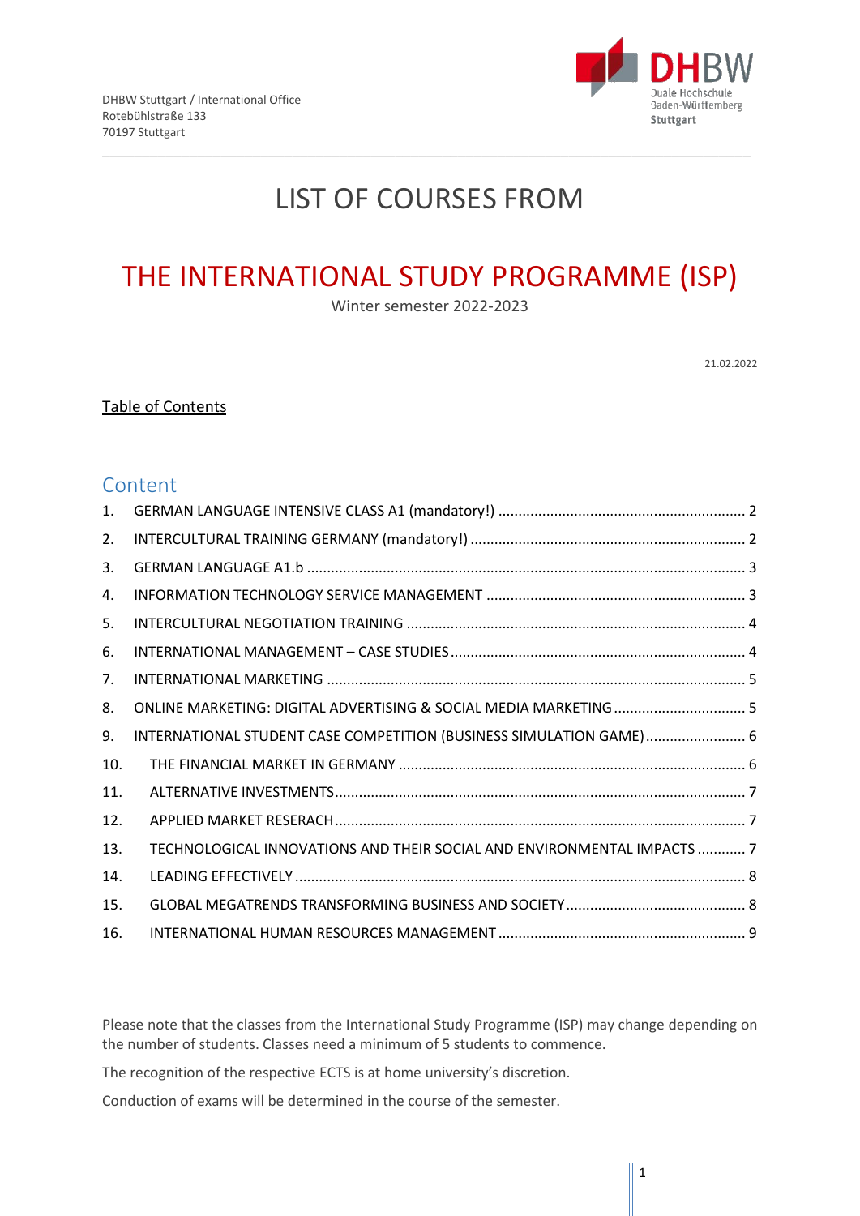DHBW Stuttgart / International Office
Rotebühlstraße 133
70197 Stuttgart

# LIST OF COURSES FROM

# THE INTERNATIONAL STUDY PROGRAMME (ISP)

Winter semester 2022-2023

21.02.2022

Table of Contents

## Content

1. GERMAN LANGUAGE INTENSIVE CLASS A1 (mandatory!) ........ 2
2. INTERCULTURAL TRAINING GERMANY (mandatory!) ........ 2
3. GERMAN LANGUAGE A1.b ........ 3
4. INFORMATION TECHNOLOGY SERVICE MANAGEMENT ........ 3
5. INTERCULTURAL NEGOTIATION TRAINING ........ 4
6. INTERNATIONAL MANAGEMENT – CASE STUDIES ........ 4
7. INTERNATIONAL MARKETING ........ 5
8. ONLINE MARKETING: DIGITAL ADVERTISING & SOCIAL MEDIA MARKETING ........ 5
9. INTERNATIONAL STUDENT CASE COMPETITION (BUSINESS SIMULATION GAME) ........ 6
10. THE FINANCIAL MARKET IN GERMANY ........ 6
11. ALTERNATIVE INVESTMENTS ........ 7
12. APPLIED MARKET RESERACH ........ 7
13. TECHNOLOGICAL INNOVATIONS AND THEIR SOCIAL AND ENVIRONMENTAL IMPACTS ........ 7
14. LEADING EFFECTIVELY ........ 8
15. GLOBAL MEGATRENDS TRANSFORMING BUSINESS AND SOCIETY ........ 8
16. INTERNATIONAL HUMAN RESOURCES MANAGEMENT ........ 9

Please note that the classes from the International Study Programme (ISP) may change depending on the number of students. Classes need a minimum of 5 students to commence.

The recognition of the respective ECTS is at home university's discretion.

Conduction of exams will be determined in the course of the semester.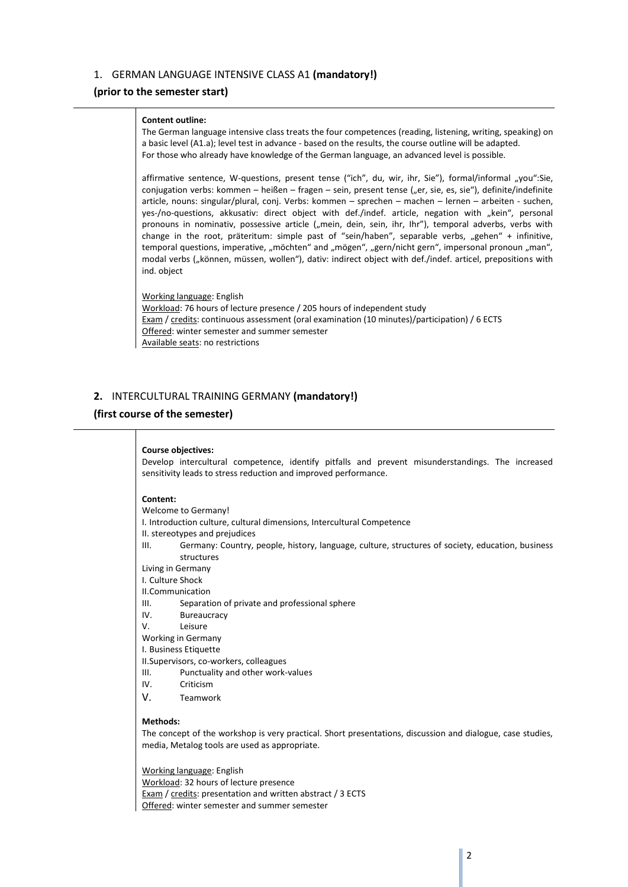## 1. GERMAN LANGUAGE INTENSIVE CLASS A1 **(mandatory!)**

**(prior to the semester start)**

**Content outline:**
The German language intensive class treats the four competences (reading, listening, writing, speaking) on a basic level (A1.a); level test in advance - based on the results, the course outline will be adapted.
For those who already have knowledge of the German language, an advanced level is possible.

affirmative sentence, W-questions, present tense ("ich", du, wir, ihr, Sie"), formal/informal „you":Sie, conjugation verbs: kommen – heißen – fragen – sein, present tense („er, sie, es, sie"), definite/indefinite article, nouns: singular/plural, conj. Verbs: kommen – sprechen – machen – lernen – arbeiten - suchen, yes-/no-questions, akkusativ: direct object with def./indef. article, negation with „kein", personal pronouns in nominativ, possessive article („mein, dein, sein, ihr, Ihr"), temporal adverbs, verbs with change in the root, präteritum: simple past of "sein/haben", separable verbs, „gehen" + infinitive, temporal questions, imperative, „möchten" and „mögen", „gern/nicht gern", impersonal pronoun „man", modal verbs („können, müssen, wollen"), dativ: indirect object with def./indef. articel, prepositions with ind. object

Working language: English
Workload: 76 hours of lecture presence / 205 hours of independent study
Exam / credits: continuous assessment (oral examination (10 minutes)/participation) / 6 ECTS
Offered: winter semester and summer semester
Available seats: no restrictions

## **2.** INTERCULTURAL TRAINING GERMANY **(mandatory!)**

**(first course of the semester)**

**Course objectives:**
Develop intercultural competence, identify pitfalls and prevent misunderstandings. The increased sensitivity leads to stress reduction and improved performance.

**Content:**

Welcome to Germany!

I. Introduction culture, cultural dimensions, Intercultural Competence
II. stereotypes and prejudices
III. Germany: Country, people, history, language, culture, structures of society, education, business structures

Living in Germany

I. Culture Shock
II. Communication
III. Separation of private and professional sphere
IV. Bureaucracy
V. Leisure

Working in Germany

I. Business Etiquette
II. Supervisors, co-workers, colleagues
III. Punctuality and other work-values
IV. Criticism
V. Teamwork

**Methods:**
The concept of the workshop is very practical. Short presentations, discussion and dialogue, case studies, media, Metalog tools are used as appropriate.

Working language: English
Workload: 32 hours of lecture presence
Exam / credits: presentation and written abstract / 3 ECTS
Offered: winter semester and summer semester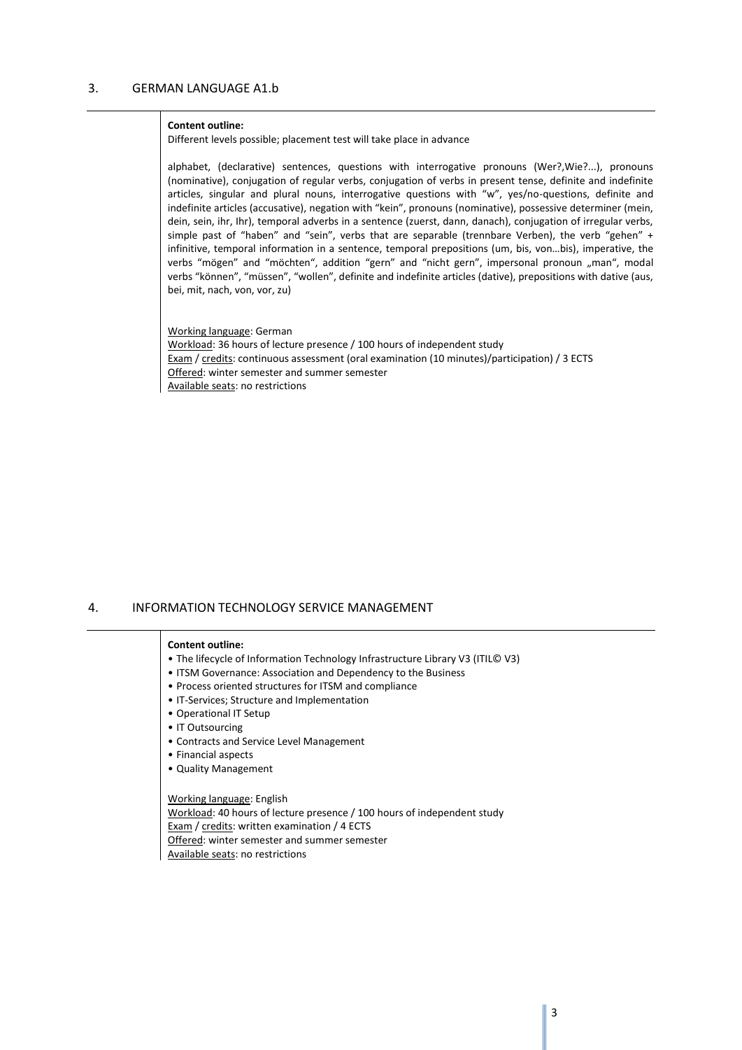## 3. GERMAN LANGUAGE A1.b

**Content outline:**

Different levels possible; placement test will take place in advance

alphabet, (declarative) sentences, questions with interrogative pronouns (Wer?,Wie?...), pronouns (nominative), conjugation of regular verbs, conjugation of verbs in present tense, definite and indefinite articles, singular and plural nouns, interrogative questions with "w", yes/no-questions, definite and indefinite articles (accusative), negation with "kein", pronouns (nominative), possessive determiner (mein, dein, sein, ihr, Ihr), temporal adverbs in a sentence (zuerst, dann, danach), conjugation of irregular verbs, simple past of "haben" and "sein", verbs that are separable (trennbare Verben), the verb "gehen" + infinitive, temporal information in a sentence, temporal prepositions (um, bis, von…bis), imperative, the verbs "mögen" and "möchten", addition "gern" and "nicht gern", impersonal pronoun „man", modal verbs "können", "müssen", "wollen", definite and indefinite articles (dative), prepositions with dative (aus, bei, mit, nach, von, vor, zu)

Working language: German
Workload: 36 hours of lecture presence / 100 hours of independent study
Exam / credits: continuous assessment (oral examination (10 minutes)/participation) / 3 ECTS
Offered: winter semester and summer semester
Available seats: no restrictions

## 4. INFORMATION TECHNOLOGY SERVICE MANAGEMENT

**Content outline:**

- The lifecycle of Information Technology Infrastructure Library V3 (ITIL© V3)
- ITSM Governance: Association and Dependency to the Business
- Process oriented structures for ITSM and compliance
- IT-Services; Structure and Implementation
- Operational IT Setup
- IT Outsourcing
- Contracts and Service Level Management
- Financial aspects
- Quality Management

Working language: English
Workload: 40 hours of lecture presence / 100 hours of independent study
Exam / credits: written examination / 4 ECTS
Offered: winter semester and summer semester
Available seats: no restrictions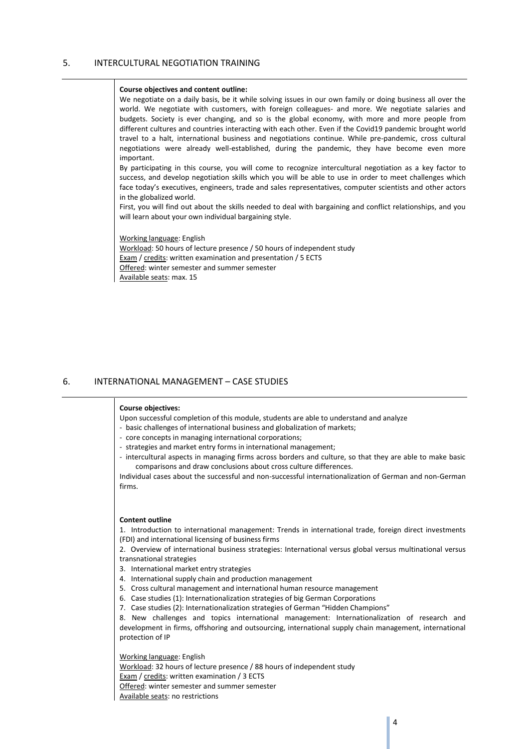## 5. INTERCULTURAL NEGOTIATION TRAINING

**Course objectives and content outline:**

We negotiate on a daily basis, be it while solving issues in our own family or doing business all over the world. We negotiate with customers, with foreign colleagues- and more. We negotiate salaries and budgets. Society is ever changing, and so is the global economy, with more and more people from different cultures and countries interacting with each other. Even if the Covid19 pandemic brought world travel to a halt, international business and negotiations continue. While pre-pandemic, cross cultural negotiations were already well-established, during the pandemic, they have become even more important.

By participating in this course, you will come to recognize intercultural negotiation as a key factor to success, and develop negotiation skills which you will be able to use in order to meet challenges which face today's executives, engineers, trade and sales representatives, computer scientists and other actors in the globalized world.

First, you will find out about the skills needed to deal with bargaining and conflict relationships, and you will learn about your own individual bargaining style.

Working language: English
Workload: 50 hours of lecture presence / 50 hours of independent study
Exam / credits: written examination and presentation / 5 ECTS
Offered: winter semester and summer semester
Available seats: max. 15

## 6. INTERNATIONAL MANAGEMENT – CASE STUDIES

**Course objectives:**

Upon successful completion of this module, students are able to understand and analyze

- basic challenges of international business and globalization of markets;
- core concepts in managing international corporations;
- strategies and market entry forms in international management;
- intercultural aspects in managing firms across borders and culture, so that they are able to make basic comparisons and draw conclusions about cross culture differences.

Individual cases about the successful and non-successful internationalization of German and non-German firms.

**Content outline**

1. Introduction to international management: Trends in international trade, foreign direct investments (FDI) and international licensing of business firms
2. Overview of international business strategies: International versus global versus multinational versus transnational strategies
3. International market entry strategies
4. International supply chain and production management
5. Cross cultural management and international human resource management
6. Case studies (1): Internationalization strategies of big German Corporations
7. Case studies (2): Internationalization strategies of German "Hidden Champions"
8. New challenges and topics international management: Internationalization of research and development in firms, offshoring and outsourcing, international supply chain management, international protection of IP

Working language: English
Workload: 32 hours of lecture presence / 88 hours of independent study
Exam / credits: written examination / 3 ECTS
Offered: winter semester and summer semester
Available seats: no restrictions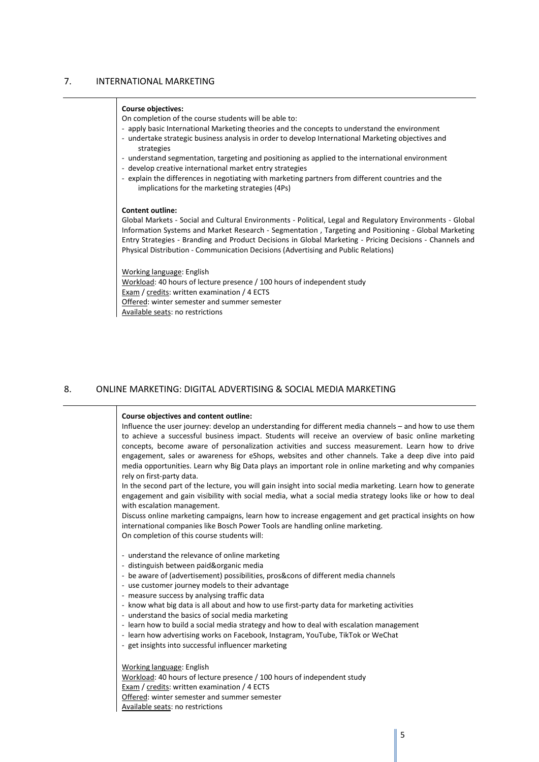## 7. INTERNATIONAL MARKETING

**Course objectives:**

On completion of the course students will be able to:

- apply basic International Marketing theories and the concepts to understand the environment
- undertake strategic business analysis in order to develop International Marketing objectives and strategies
- understand segmentation, targeting and positioning as applied to the international environment
- develop creative international market entry strategies
- explain the differences in negotiating with marketing partners from different countries and the implications for the marketing strategies (4Ps)

**Content outline:**

Global Markets - Social and Cultural Environments - Political, Legal and Regulatory Environments - Global Information Systems and Market Research - Segmentation , Targeting and Positioning - Global Marketing Entry Strategies - Branding and Product Decisions in Global Marketing - Pricing Decisions - Channels and Physical Distribution - Communication Decisions (Advertising and Public Relations)

Working language: English
Workload: 40 hours of lecture presence / 100 hours of independent study
Exam / credits: written examination / 4 ECTS
Offered: winter semester and summer semester
Available seats: no restrictions

## 8. ONLINE MARKETING: DIGITAL ADVERTISING & SOCIAL MEDIA MARKETING

**Course objectives and content outline:**

Influence the user journey: develop an understanding for different media channels – and how to use them to achieve a successful business impact. Students will receive an overview of basic online marketing concepts, become aware of personalization activities and success measurement. Learn how to drive engagement, sales or awareness for eShops, websites and other channels. Take a deep dive into paid media opportunities. Learn why Big Data plays an important role in online marketing and why companies rely on first-party data.

In the second part of the lecture, you will gain insight into social media marketing. Learn how to generate engagement and gain visibility with social media, what a social media strategy looks like or how to deal with escalation management.

Discuss online marketing campaigns, learn how to increase engagement and get practical insights on how international companies like Bosch Power Tools are handling online marketing.

On completion of this course students will:

- understand the relevance of online marketing
- distinguish between paid&organic media
- be aware of (advertisement) possibilities, pros&cons of different media channels
- use customer journey models to their advantage
- measure success by analysing traffic data
- know what big data is all about and how to use first-party data for marketing activities
- understand the basics of social media marketing
- learn how to build a social media strategy and how to deal with escalation management
- learn how advertising works on Facebook, Instagram, YouTube, TikTok or WeChat
- get insights into successful influencer marketing

Working language: English
Workload: 40 hours of lecture presence / 100 hours of independent study
Exam / credits: written examination / 4 ECTS
Offered: winter semester and summer semester
Available seats: no restrictions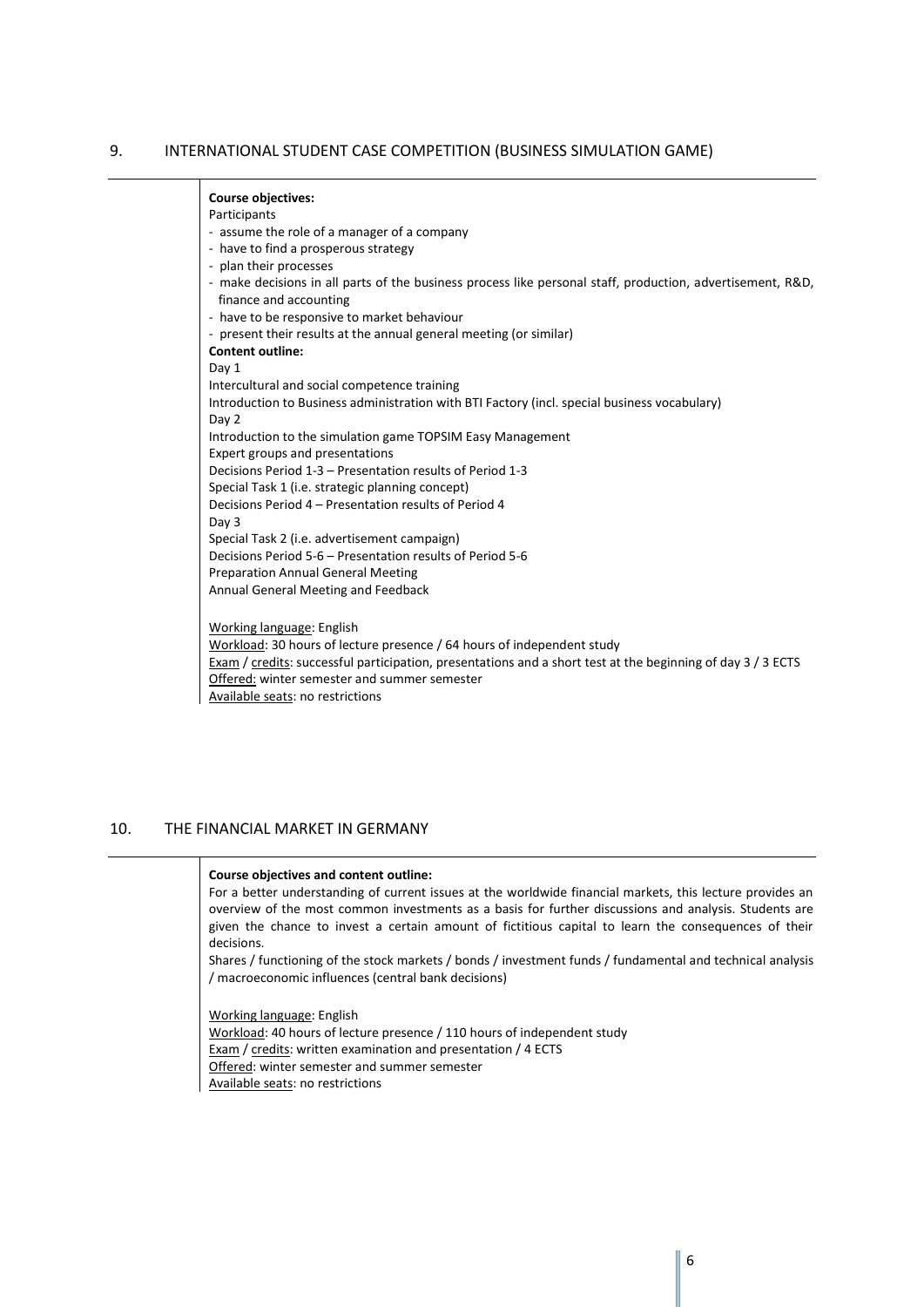## 9. INTERNATIONAL STUDENT CASE COMPETITION (BUSINESS SIMULATION GAME)

**Course objectives:**

Participants

- assume the role of a manager of a company
- have to find a prosperous strategy
- plan their processes
- make decisions in all parts of the business process like personal staff, production, advertisement, R&D, finance and accounting
- have to be responsive to market behaviour
- present their results at the annual general meeting (or similar)

**Content outline:**

Day 1

Intercultural and social competence training

Introduction to Business administration with BTI Factory (incl. special business vocabulary)

Day 2

Introduction to the simulation game TOPSIM Easy Management

Expert groups and presentations

Decisions Period 1-3 – Presentation results of Period 1-3

Special Task 1 (i.e. strategic planning concept)

Decisions Period 4 – Presentation results of Period 4

Day 3

Special Task 2 (i.e. advertisement campaign)

Decisions Period 5-6 – Presentation results of Period 5-6

Preparation Annual General Meeting

Annual General Meeting and Feedback

Working language: English

Workload: 30 hours of lecture presence / 64 hours of independent study

Exam / credits: successful participation, presentations and a short test at the beginning of day 3 / 3 ECTS

Offered: winter semester and summer semester

Available seats: no restrictions

## 10. THE FINANCIAL MARKET IN GERMANY

**Course objectives and content outline:**

For a better understanding of current issues at the worldwide financial markets, this lecture provides an overview of the most common investments as a basis for further discussions and analysis. Students are given the chance to invest a certain amount of fictitious capital to learn the consequences of their decisions.

Shares / functioning of the stock markets / bonds / investment funds / fundamental and technical analysis / macroeconomic influences (central bank decisions)

Working language: English

Workload: 40 hours of lecture presence / 110 hours of independent study

Exam / credits: written examination and presentation / 4 ECTS

Offered: winter semester and summer semester

Available seats: no restrictions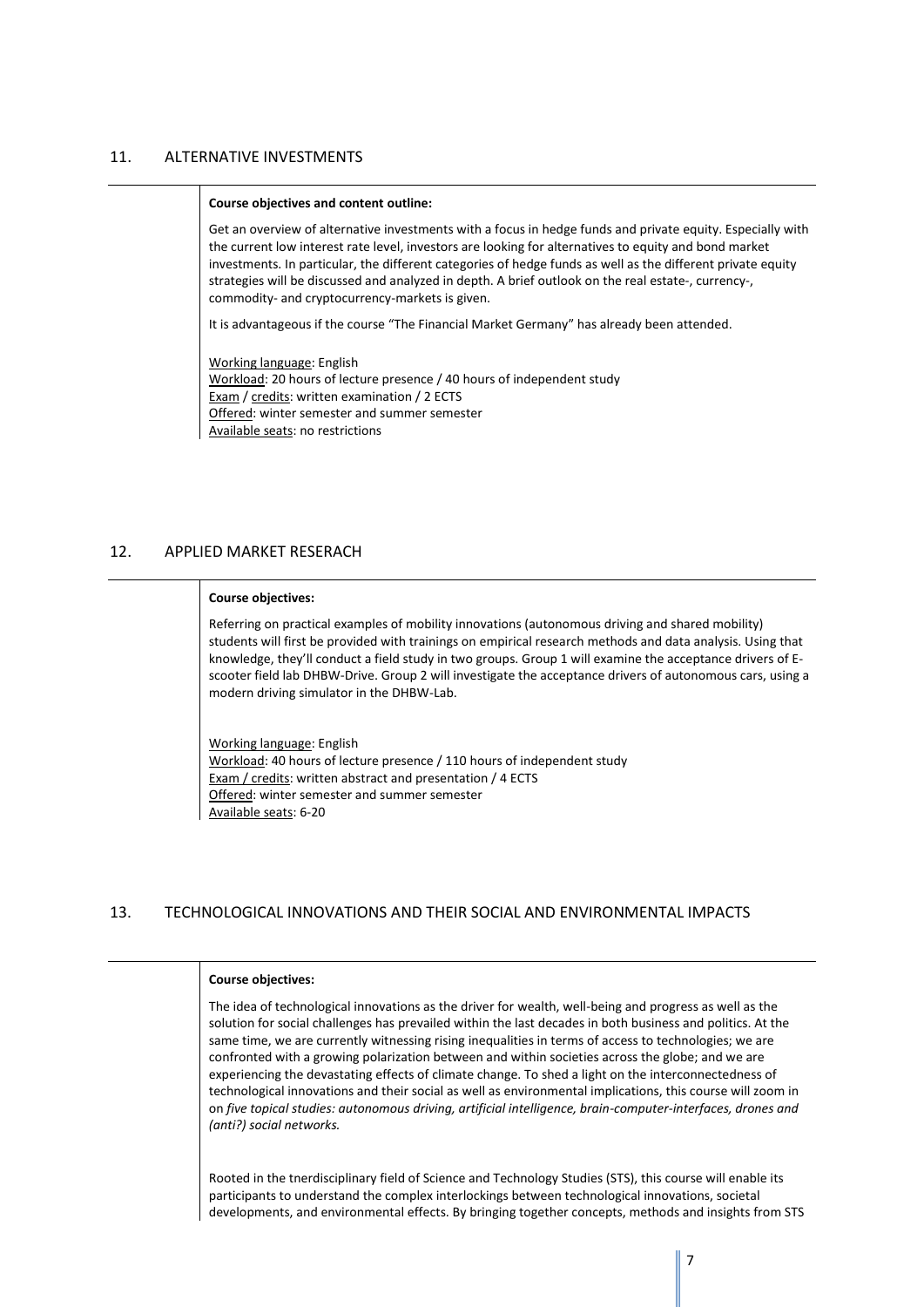## 11. ALTERNATIVE INVESTMENTS

**Course objectives and content outline:**

Get an overview of alternative investments with a focus in hedge funds and private equity. Especially with the current low interest rate level, investors are looking for alternatives to equity and bond market investments. In particular, the different categories of hedge funds as well as the different private equity strategies will be discussed and analyzed in depth. A brief outlook on the real estate-, currency-, commodity- and cryptocurrency-markets is given.

It is advantageous if the course "The Financial Market Germany" has already been attended.

Working language: English
Workload: 20 hours of lecture presence / 40 hours of independent study
Exam / credits: written examination / 2 ECTS
Offered: winter semester and summer semester
Available seats: no restrictions

## 12. APPLIED MARKET RESERACH

**Course objectives:**

Referring on practical examples of mobility innovations (autonomous driving and shared mobility) students will first be provided with trainings on empirical research methods and data analysis. Using that knowledge, they'll conduct a field study in two groups. Group 1 will examine the acceptance drivers of E-scooter field lab DHBW-Drive. Group 2 will investigate the acceptance drivers of autonomous cars, using a modern driving simulator in the DHBW-Lab.

Working language: English
Workload: 40 hours of lecture presence / 110 hours of independent study
Exam / credits: written abstract and presentation / 4 ECTS
Offered: winter semester and summer semester
Available seats: 6-20

## 13. TECHNOLOGICAL INNOVATIONS AND THEIR SOCIAL AND ENVIRONMENTAL IMPACTS

**Course objectives:**

The idea of technological innovations as the driver for wealth, well-being and progress as well as the solution for social challenges has prevailed within the last decades in both business and politics. At the same time, we are currently witnessing rising inequalities in terms of access to technologies; we are confronted with a growing polarization between and within societies across the globe; and we are experiencing the devastating effects of climate change. To shed a light on the interconnectedness of technological innovations and their social as well as environmental implications, this course will zoom in on *five topical studies: autonomous driving, artificial intelligence, brain-computer-interfaces, drones and (anti?) social networks.*

Rooted in the tnerdisciplinary field of Science and Technology Studies (STS), this course will enable its participants to understand the complex interlockings between technological innovations, societal developments, and environmental effects. By bringing together concepts, methods and insights from STS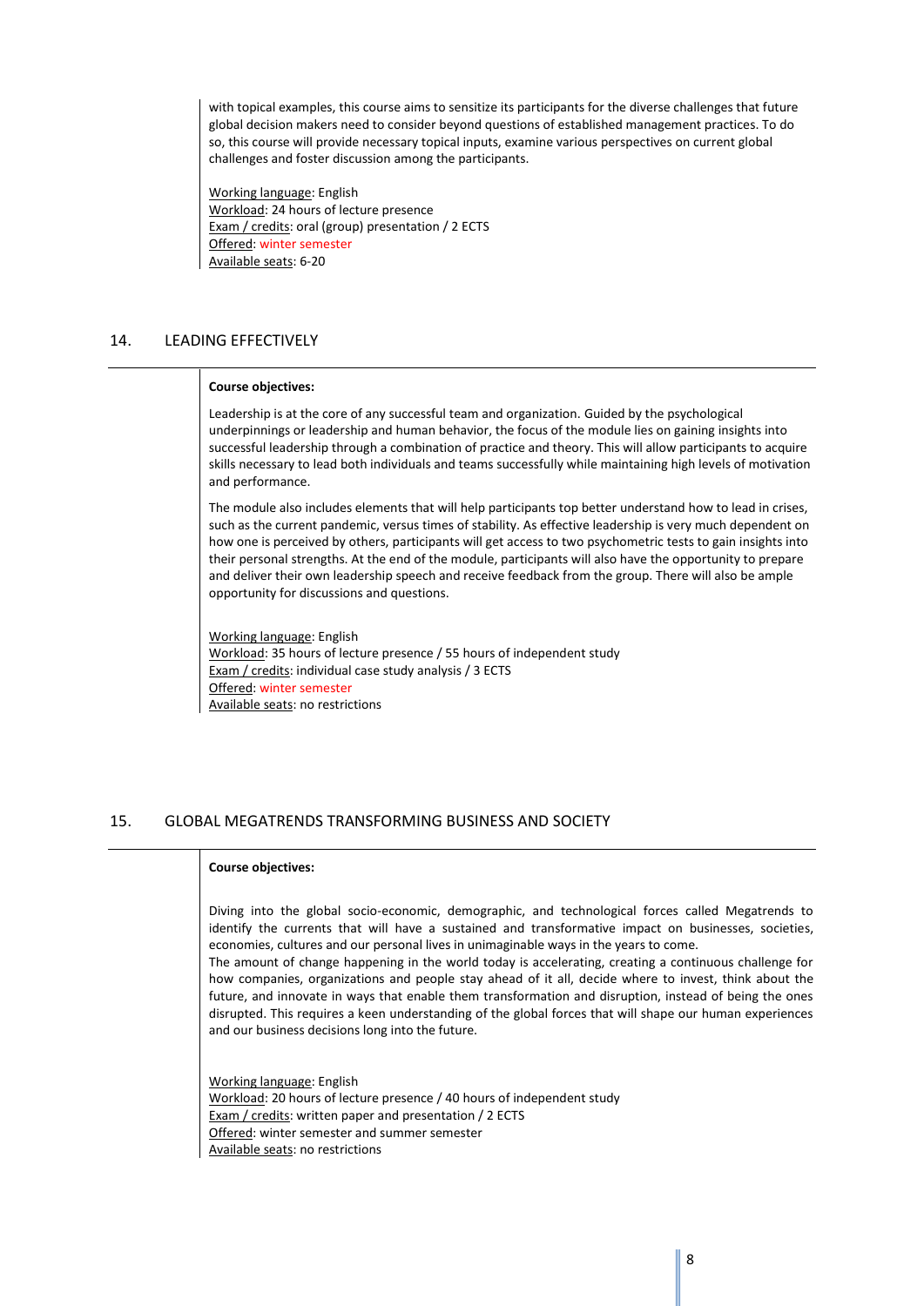with topical examples, this course aims to sensitize its participants for the diverse challenges that future global decision makers need to consider beyond questions of established management practices. To do so, this course will provide necessary topical inputs, examine various perspectives on current global challenges and foster discussion among the participants.

Working language: English
Workload: 24 hours of lecture presence
Exam / credits: oral (group) presentation / 2 ECTS
Offered: winter semester
Available seats: 6-20

## 14. LEADING EFFECTIVELY

**Course objectives:**

Leadership is at the core of any successful team and organization. Guided by the psychological underpinnings or leadership and human behavior, the focus of the module lies on gaining insights into successful leadership through a combination of practice and theory. This will allow participants to acquire skills necessary to lead both individuals and teams successfully while maintaining high levels of motivation and performance.

The module also includes elements that will help participants top better understand how to lead in crises, such as the current pandemic, versus times of stability. As effective leadership is very much dependent on how one is perceived by others, participants will get access to two psychometric tests to gain insights into their personal strengths. At the end of the module, participants will also have the opportunity to prepare and deliver their own leadership speech and receive feedback from the group. There will also be ample opportunity for discussions and questions.

Working language: English
Workload: 35 hours of lecture presence / 55 hours of independent study
Exam / credits: individual case study analysis / 3 ECTS
Offered: winter semester
Available seats: no restrictions

## 15. GLOBAL MEGATRENDS TRANSFORMING BUSINESS AND SOCIETY

**Course objectives:**

Diving into the global socio-economic, demographic, and technological forces called Megatrends to identify the currents that will have a sustained and transformative impact on businesses, societies, economies, cultures and our personal lives in unimaginable ways in the years to come.
The amount of change happening in the world today is accelerating, creating a continuous challenge for how companies, organizations and people stay ahead of it all, decide where to invest, think about the future, and innovate in ways that enable them transformation and disruption, instead of being the ones disrupted. This requires a keen understanding of the global forces that will shape our human experiences and our business decisions long into the future.

Working language: English
Workload: 20 hours of lecture presence / 40 hours of independent study
Exam / credits: written paper and presentation / 2 ECTS
Offered: winter semester and summer semester
Available seats: no restrictions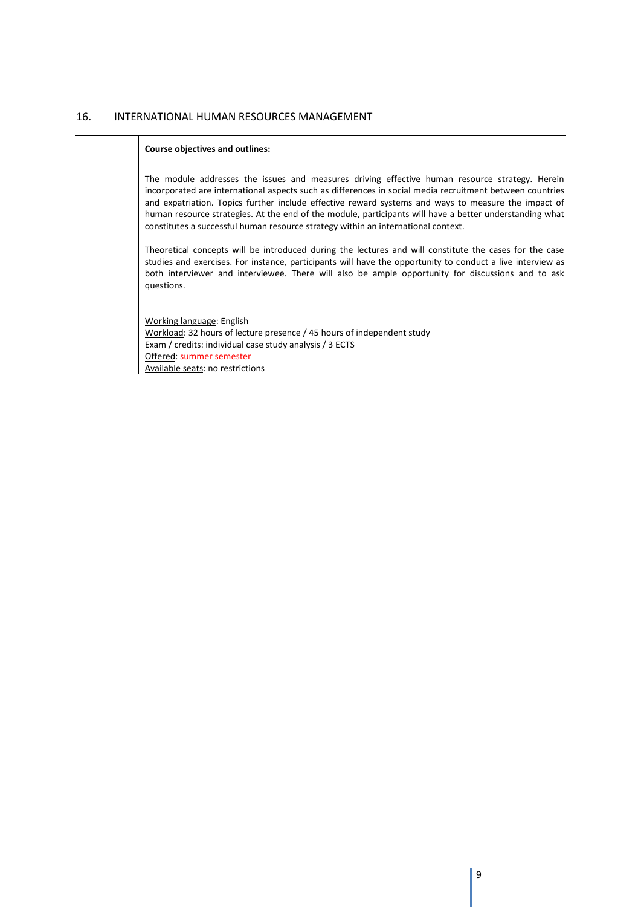## 16. INTERNATIONAL HUMAN RESOURCES MANAGEMENT

**Course objectives and outlines:**

The module addresses the issues and measures driving effective human resource strategy. Herein incorporated are international aspects such as differences in social media recruitment between countries and expatriation. Topics further include effective reward systems and ways to measure the impact of human resource strategies. At the end of the module, participants will have a better understanding what constitutes a successful human resource strategy within an international context.

Theoretical concepts will be introduced during the lectures and will constitute the cases for the case studies and exercises. For instance, participants will have the opportunity to conduct a live interview as both interviewer and interviewee. There will also be ample opportunity for discussions and to ask questions.

Working language: English
Workload: 32 hours of lecture presence / 45 hours of independent study
Exam / credits: individual case study analysis / 3 ECTS
Offered: summer semester
Available seats: no restrictions